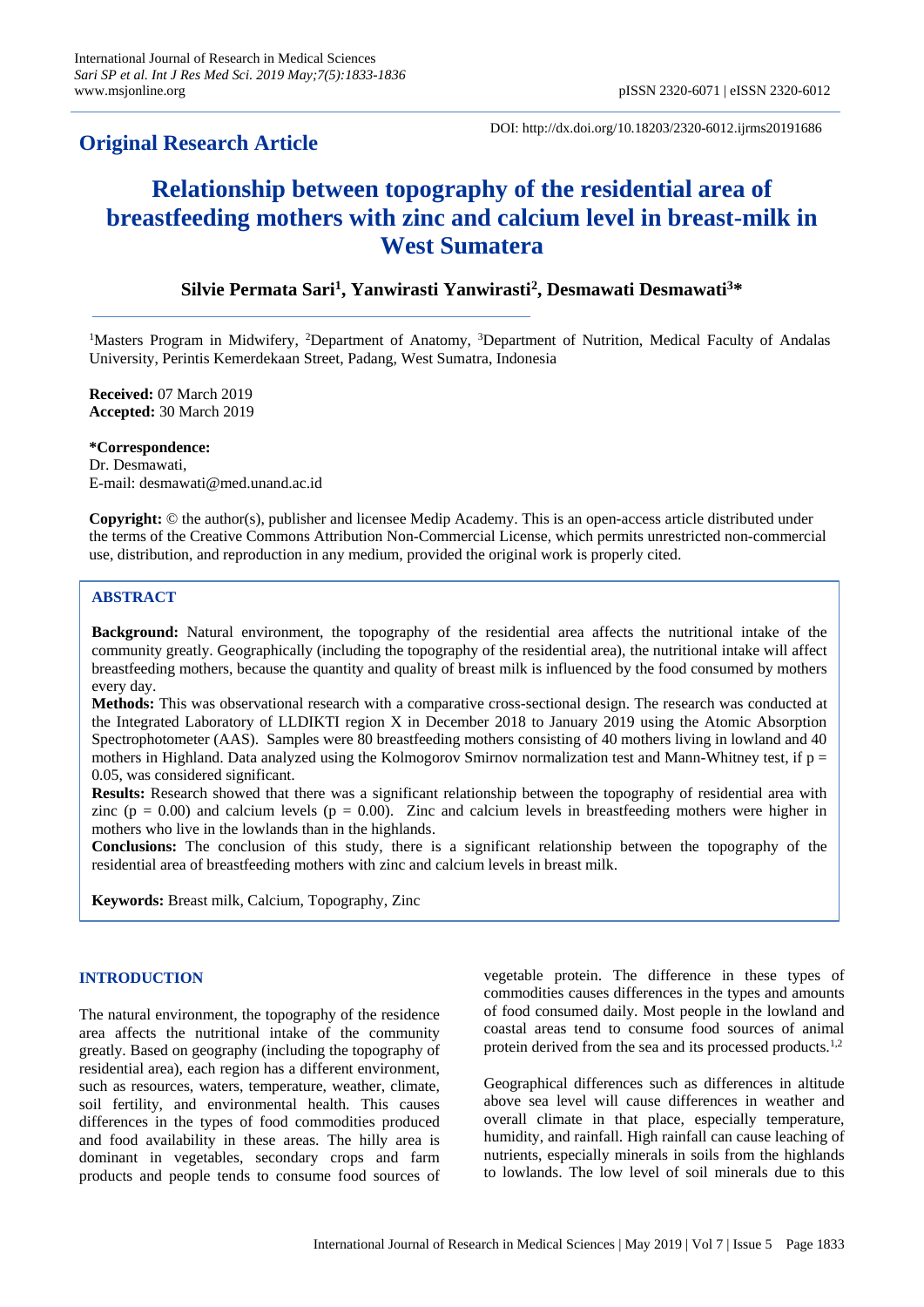## Original Research Article

DOI: http://dx.doi.org/10.18203/2320-6012.ijrms20191686

# Relationship between topography of the residential area of breastfeeding mothers with zinc and calcium level in breast-milk in West Sumatera

**Silvie Permata Sari[1], Yanwirasti Yanwirasti[2], Desmawati Desmawati[3]***

[1]Masters Program in Midwifery, [2]Department of Anatomy, [3]Department of Nutrition, Medical Faculty of Andalas University, Perintis Kemerdekaan Street, Padang, West Sumatra, Indonesia

**Received:** 07 March 2019
**Accepted:** 30 March 2019

***Correspondence:**
Dr. Desmawati,
E-mail: desmawati@med.unand.ac.id

**Copyright:** © the author(s), publisher and licensee Medip Academy. This is an open-access article distributed under the terms of the Creative Commons Attribution Non-Commercial License, which permits unrestricted non-commercial use, distribution, and reproduction in any medium, provided the original work is properly cited.

## ABSTRACT

**Background:** Natural environment, the topography of the residential area affects the nutritional intake of the community greatly. Geographically (including the topography of the residential area), the nutritional intake will affect breastfeeding mothers, because the quantity and quality of breast milk is influenced by the food consumed by mothers every day.

**Methods:** This was observational research with a comparative cross-sectional design. The research was conducted at the Integrated Laboratory of LLDIKTI region X in December 2018 to January 2019 using the Atomic Absorption Spectrophotometer (AAS). Samples were 80 breastfeeding mothers consisting of 40 mothers living in lowland and 40 mothers in Highland. Data analyzed using the Kolmogorov Smirnov normalization test and Mann-Whitney test, if $p = 0.05$, was considered significant.

**Results:** Research showed that there was a significant relationship between the topography of residential area with zinc ($p = 0.00$) and calcium levels ($p = 0.00$). Zinc and calcium levels in breastfeeding mothers were higher in mothers who live in the lowlands than in the highlands.

**Conclusions:** The conclusion of this study, there is a significant relationship between the topography of the residential area of breastfeeding mothers with zinc and calcium levels in breast milk.

**Keywords:** Breast milk, Calcium, Topography, Zinc

## INTRODUCTION

The natural environment, the topography of the residence area affects the nutritional intake of the community greatly. Based on geography (including the topography of residential area), each region has a different environment, such as resources, waters, temperature, weather, climate, soil fertility, and environmental health. This causes differences in the types of food commodities produced and food availability in these areas. The hilly area is dominant in vegetables, secondary crops and farm products and people tends to consume food sources of vegetable protein. The difference in these types of commodities causes differences in the types and amounts of food consumed daily. Most people in the lowland and coastal areas tend to consume food sources of animal protein derived from the sea and its processed products.[1,2]

Geographical differences such as differences in altitude above sea level will cause differences in weather and overall climate in that place, especially temperature, humidity, and rainfall. High rainfall can cause leaching of nutrients, especially minerals in soils from the highlands to lowlands. The low level of soil minerals due to this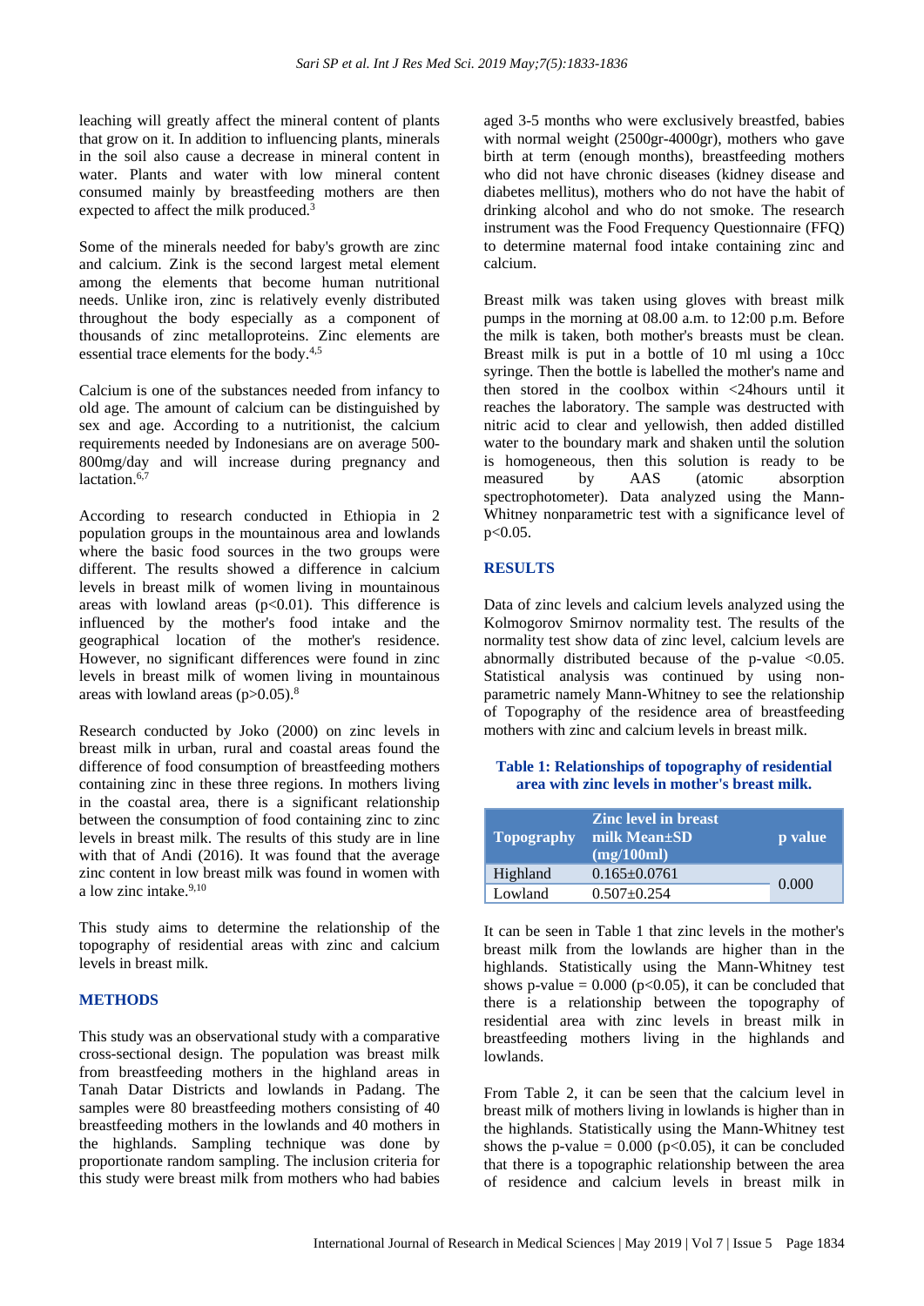leaching will greatly affect the mineral content of plants that grow on it. In addition to influencing plants, minerals in the soil also cause a decrease in mineral content in water. Plants and water with low mineral content consumed mainly by breastfeeding mothers are then expected to affect the milk produced.[3]

Some of the minerals needed for baby's growth are zinc and calcium. Zink is the second largest metal element among the elements that become human nutritional needs. Unlike iron, zinc is relatively evenly distributed throughout the body especially as a component of thousands of zinc metalloproteins. Zinc elements are essential trace elements for the body.[4,5]

Calcium is one of the substances needed from infancy to old age. The amount of calcium can be distinguished by sex and age. According to a nutritionist, the calcium requirements needed by Indonesians are on average 500-800mg/day and will increase during pregnancy and lactation.[6,7]

According to research conducted in Ethiopia in 2 population groups in the mountainous area and lowlands where the basic food sources in the two groups were different. The results showed a difference in calcium levels in breast milk of women living in mountainous areas with lowland areas ($p<0.01$). This difference is influenced by the mother's food intake and the geographical location of the mother's residence. However, no significant differences were found in zinc levels in breast milk of women living in mountainous areas with lowland areas ($p>0.05$).[8]

Research conducted by Joko (2000) on zinc levels in breast milk in urban, rural and coastal areas found the difference of food consumption of breastfeeding mothers containing zinc in these three regions. In mothers living in the coastal area, there is a significant relationship between the consumption of food containing zinc to zinc levels in breast milk. The results of this study are in line with that of Andi (2016). It was found that the average zinc content in low breast milk was found in women with a low zinc intake.[9,10]

This study aims to determine the relationship of the topography of residential areas with zinc and calcium levels in breast milk.

## METHODS

This study was an observational study with a comparative cross-sectional design. The population was breast milk from breastfeeding mothers in the highland areas in Tanah Datar Districts and lowlands in Padang. The samples were 80 breastfeeding mothers consisting of 40 breastfeeding mothers in the lowlands and 40 mothers in the highlands. Sampling technique was done by proportionate random sampling. The inclusion criteria for this study were breast milk from mothers who had babies aged 3-5 months who were exclusively breastfed, babies with normal weight (2500gr-4000gr), mothers who gave birth at term (enough months), breastfeeding mothers who did not have chronic diseases (kidney disease and diabetes mellitus), mothers who do not have the habit of drinking alcohol and who do not smoke. The research instrument was the Food Frequency Questionnaire (FFQ) to determine maternal food intake containing zinc and calcium.

Breast milk was taken using gloves with breast milk pumps in the morning at 08.00 a.m. to 12:00 p.m. Before the milk is taken, both mother's breasts must be clean. Breast milk is put in a bottle of 10 ml using a 10cc syringe. Then the bottle is labelled the mother's name and then stored in the coolbox within <24hours until it reaches the laboratory. The sample was destructed with nitric acid to clear and yellowish, then added distilled water to the boundary mark and shaken until the solution is homogeneous, then this solution is ready to be measured by AAS (atomic absorption spectrophotometer). Data analyzed using the Mann-Whitney nonparametric test with a significance level of $p<0.05$.

## RESULTS

Data of zinc levels and calcium levels analyzed using the Kolmogorov Smirnov normality test. The results of the normality test show data of zinc level, calcium levels are abnormally distributed because of the p-value <0.05. Statistical analysis was continued by using non-parametric namely Mann-Whitney to see the relationship of Topography of the residence area of breastfeeding mothers with zinc and calcium levels in breast milk.

**Table 1: Relationships of topography of residential area with zinc levels in mother's breast milk.**

| Topography | Zinc level in breast milk Mean±SD (mg/100ml) | p value |
|---|---|---|
| Highland | 0.165±0.0761 | 0.000 |
| Lowland | 0.507±0.254 | |

It can be seen in Table 1 that zinc levels in the mother's breast milk from the lowlands are higher than in the highlands. Statistically using the Mann-Whitney test shows p-value = 0.000 ($p<0.05$), it can be concluded that there is a relationship between the topography of residential area with zinc levels in breast milk in breastfeeding mothers living in the highlands and lowlands.

From Table 2, it can be seen that the calcium level in breast milk of mothers living in lowlands is higher than in the highlands. Statistically using the Mann-Whitney test shows the p-value = 0.000 ($p<0.05$), it can be concluded that there is a topographic relationship between the area of residence and calcium levels in breast milk in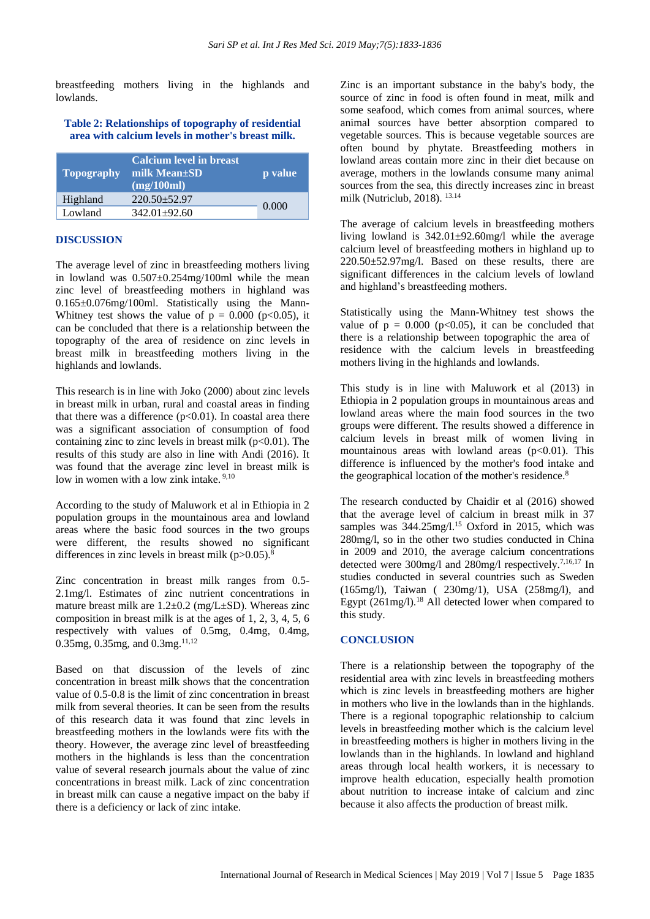breastfeeding mothers living in the highlands and lowlands.

**Table 2: Relationships of topography of residential area with calcium levels in mother's breast milk.**

| Topography | Calcium level in breast milk Mean±SD (mg/100ml) | p value |
|---|---|---|
| Highland | 220.50±52.97 | 0.000 |
| Lowland | 342.01±92.60 | |

## DISCUSSION

The average level of zinc in breastfeeding mothers living in lowland was 0.507±0.254mg/100ml while the mean zinc level of breastfeeding mothers in highland was 0.165±0.076mg/100ml. Statistically using the Mann-Whitney test shows the value of $p = 0.000$ ($p<0.05$), it can be concluded that there is a relationship between the topography of the area of residence on zinc levels in breast milk in breastfeeding mothers living in the highlands and lowlands.

This research is in line with Joko (2000) about zinc levels in breast milk in urban, rural and coastal areas in finding that there was a difference ($p<0.01$). In coastal area there was a significant association of consumption of food containing zinc to zinc levels in breast milk ($p<0.01$). The results of this study are also in line with Andi (2016). It was found that the average zinc level in breast milk is low in women with a low zink intake.[9,10]

According to the study of Maluwork et al in Ethiopia in 2 population groups in the mountainous area and lowland areas where the basic food sources in the two groups were different, the results showed no significant differences in zinc levels in breast milk ($p>0.05$).[8]

Zinc concentration in breast milk ranges from 0.5-2.1mg/l. Estimates of zinc nutrient concentrations in mature breast milk are 1.2±0.2 (mg/L±SD). Whereas zinc composition in breast milk is at the ages of 1, 2, 3, 4, 5, 6 respectively with values of 0.5mg, 0.4mg, 0.4mg, 0.35mg, 0.35mg, and 0.3mg.[11,12]

Based on that discussion of the levels of zinc concentration in breast milk shows that the concentration value of 0.5-0.8 is the limit of zinc concentration in breast milk from several theories. It can be seen from the results of this research data it was found that zinc levels in breastfeeding mothers in the lowlands were fits with the theory. However, the average zinc level of breastfeeding mothers in the highlands is less than the concentration value of several research journals about the value of zinc concentrations in breast milk. Lack of zinc concentration in breast milk can cause a negative impact on the baby if there is a deficiency or lack of zinc intake.

Zinc is an important substance in the baby's body, the source of zinc in food is often found in meat, milk and some seafood, which comes from animal sources, where animal sources have better absorption compared to vegetable sources. This is because vegetable sources are often bound by phytate. Breastfeeding mothers in lowland areas contain more zinc in their diet because on average, mothers in the lowlands consume many animal sources from the sea, this directly increases zinc in breast milk (Nutriclub, 2018).[13,14]

The average of calcium levels in breastfeeding mothers living lowland is 342.01±92.60mg/l while the average calcium level of breastfeeding mothers in highland up to 220.50±52.97mg/l. Based on these results, there are significant differences in the calcium levels of lowland and highland's breastfeeding mothers.

Statistically using the Mann-Whitney test shows the value of $p = 0.000$ ($p<0.05$), it can be concluded that there is a relationship between topographic the area of residence with the calcium levels in breastfeeding mothers living in the highlands and lowlands.

This study is in line with Maluwork et al (2013) in Ethiopia in 2 population groups in mountainous areas and lowland areas where the main food sources in the two groups were different. The results showed a difference in calcium levels in breast milk of women living in mountainous areas with lowland areas ($p<0.01$). This difference is influenced by the mother's food intake and the geographical location of the mother's residence.[8]

The research conducted by Chaidir et al (2016) showed that the average level of calcium in breast milk in 37 samples was 344.25mg/l.[15] Oxford in 2015, which was 280mg/l, so in the other two studies conducted in China in 2009 and 2010, the average calcium concentrations detected were 300mg/l and 280mg/l respectively.[7,16,17] In studies conducted in several countries such as Sweden (165mg/l), Taiwan ( 230mg/l), USA (258mg/l), and Egypt (261mg/l).[18] All detected lower when compared to this study.

## CONCLUSION

There is a relationship between the topography of the residential area with zinc levels in breastfeeding mothers which is zinc levels in breastfeeding mothers are higher in mothers who live in the lowlands than in the highlands. There is a regional topographic relationship to calcium levels in breastfeeding mother which is the calcium level in breastfeeding mothers is higher in mothers living in the lowlands than in the highlands. In lowland and highland areas through local health workers, it is necessary to improve health education, especially health promotion about nutrition to increase intake of calcium and zinc because it also affects the production of breast milk.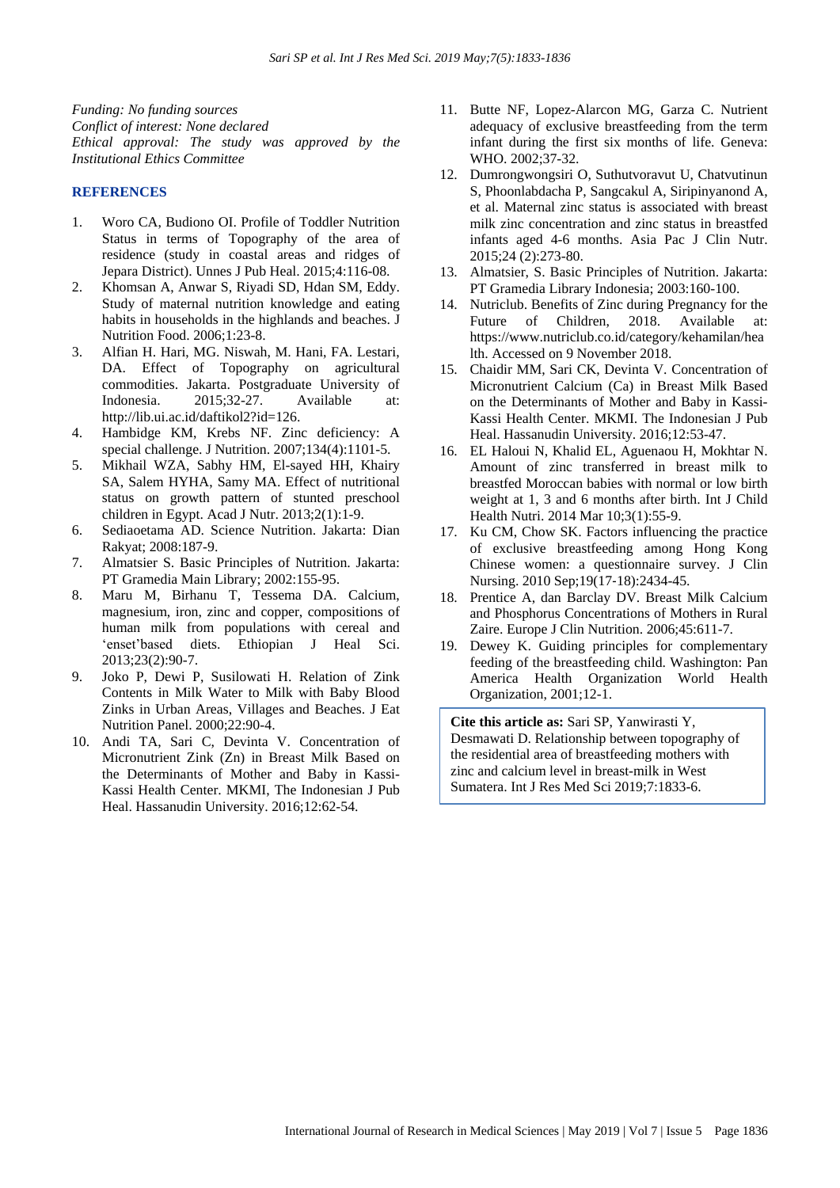*Funding: No funding sources*
*Conflict of interest: None declared*
*Ethical approval: The study was approved by the Institutional Ethics Committee*

## REFERENCES

1. Woro CA, Budiono OI. Profile of Toddler Nutrition Status in terms of Topography of the area of residence (study in coastal areas and ridges of Jepara District). Unnes J Pub Heal. 2015;4:116-08.
2. Khomsan A, Anwar S, Riyadi SD, Hdan SM, Eddy. Study of maternal nutrition knowledge and eating habits in households in the highlands and beaches. J Nutrition Food. 2006;1:23-8.
3. Alfian H. Hari, MG. Niswah, M. Hani, FA. Lestari, DA. Effect of Topography on agricultural commodities. Jakarta. Postgraduate University of Indonesia. 2015;32-27. Available at: http://lib.ui.ac.id/daftikol2?id=126.
4. Hambidge KM, Krebs NF. Zinc deficiency: A special challenge. J Nutrition. 2007;134(4):1101-5.
5. Mikhail WZA, Sabhy HM, El-sayed HH, Khairy SA, Salem HYHA, Samy MA. Effect of nutritional status on growth pattern of stunted preschool children in Egypt. Acad J Nutr. 2013;2(1):1-9.
6. Sediaoetama AD. Science Nutrition. Jakarta: Dian Rakyat; 2008:187-9.
7. Almatsier S. Basic Principles of Nutrition. Jakarta: PT Gramedia Main Library; 2002:155-95.
8. Maru M, Birhanu T, Tessema DA. Calcium, magnesium, iron, zinc and copper, compositions of human milk from populations with cereal and 'enset'based diets. Ethiopian J Heal Sci. 2013;23(2):90-7.
9. Joko P, Dewi P, Susilowati H. Relation of Zink Contents in Milk Water to Milk with Baby Blood Zinks in Urban Areas, Villages and Beaches. J Eat Nutrition Panel. 2000;22:90-4.
10. Andi TA, Sari C, Devinta V. Concentration of Micronutrient Zink (Zn) in Breast Milk Based on the Determinants of Mother and Baby in Kassi-Kassi Health Center. MKMI, The Indonesian J Pub Heal. Hassanudin University. 2016;12:62-54.
11. Butte NF, Lopez-Alarcon MG, Garza C. Nutrient adequacy of exclusive breastfeeding from the term infant during the first six months of life. Geneva: WHO. 2002;37-32.
12. Dumrongwongsiri O, Suthutvoravut U, Chatvutinun S, Phoonlabdacha P, Sangcakul A, Siripinyanond A, et al. Maternal zinc status is associated with breast milk zinc concentration and zinc status in breastfed infants aged 4-6 months. Asia Pac J Clin Nutr. 2015;24 (2):273-80.
13. Almatsier, S. Basic Principles of Nutrition. Jakarta: PT Gramedia Library Indonesia; 2003:160-100.
14. Nutriclub. Benefits of Zinc during Pregnancy for the Future of Children, 2018. Available at: https://www.nutriclub.co.id/category/kehamilan/health. Accessed on 9 November 2018.
15. Chaidir MM, Sari CK, Devinta V. Concentration of Micronutrient Calcium (Ca) in Breast Milk Based on the Determinants of Mother and Baby in Kassi-Kassi Health Center. MKMI. The Indonesian J Pub Heal. Hassanudin University. 2016;12:53-47.
16. EL Haloui N, Khalid EL, Aguenaou H, Mokhtar N. Amount of zinc transferred in breast milk to breastfed Moroccan babies with normal or low birth weight at 1, 3 and 6 months after birth. Int J Child Health Nutri. 2014 Mar 10;3(1):55-9.
17. Ku CM, Chow SK. Factors influencing the practice of exclusive breastfeeding among Hong Kong Chinese women: a questionnaire survey. J Clin Nursing. 2010 Sep;19(17-18):2434-45.
18. Prentice A, dan Barclay DV. Breast Milk Calcium and Phosphorus Concentrations of Mothers in Rural Zaire. Europe J Clin Nutrition. 2006;45:611-7.
19. Dewey K. Guiding principles for complementary feeding of the breastfeeding child. Washington: Pan America Health Organization World Health Organization, 2001;12-1.

**Cite this article as:** Sari SP, Yanwirasti Y, Desmawati D. Relationship between topography of the residential area of breastfeeding mothers with zinc and calcium level in breast-milk in West Sumatera. Int J Res Med Sci 2019;7:1833-6.